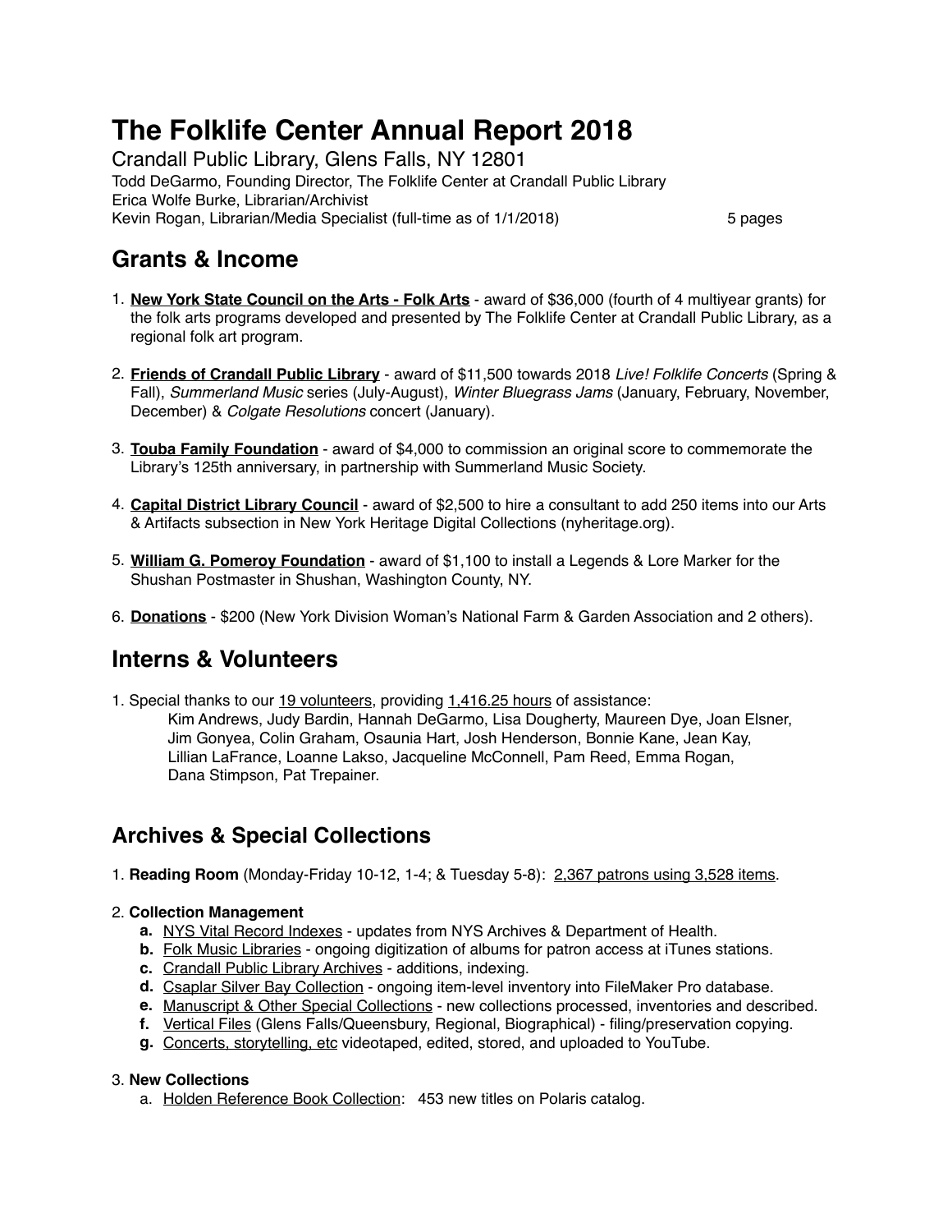# The Folklife Center Annual Report 2018

Crandall Public Library, Glens Falls, NY 12801

Todd DeGarmo, Founding Director, The Folklife Center at Crandall Public Library
Erica Wolfe Burke, Librarian/Archivist
Kevin Rogan, Librarian/Media Specialist (full-time as of 1/1/2018) 5 pages

## Grants & Income

1. **New York State Council on the Arts - Folk Arts** - award of $36,000 (fourth of 4 multiyear grants) for the folk arts programs developed and presented by The Folklife Center at Crandall Public Library, as a regional folk art program.

2. **Friends of Crandall Public Library** - award of $11,500 towards 2018 *Live! Folklife Concerts* (Spring & Fall), *Summerland Music* series (July-August), *Winter Bluegrass Jams* (January, February, November, December) & *Colgate Resolutions* concert (January).

3. **Touba Family Foundation** - award of $4,000 to commission an original score to commemorate the Library's 125th anniversary, in partnership with Summerland Music Society.

4. **Capital District Library Council** - award of $2,500 to hire a consultant to add 250 items into our Arts & Artifacts subsection in New York Heritage Digital Collections (nyheritage.org).

5. **William G. Pomeroy Foundation** - award of $1,100 to install a Legends & Lore Marker for the Shushan Postmaster in Shushan, Washington County, NY.

6. **Donations** - $200 (New York Division Woman's National Farm & Garden Association and 2 others).

## Interns & Volunteers

1. Special thanks to our 19 volunteers, providing 1,416.25 hours of assistance:
   Kim Andrews, Judy Bardin, Hannah DeGarmo, Lisa Dougherty, Maureen Dye, Joan Elsner, Jim Gonyea, Colin Graham, Osaunia Hart, Josh Henderson, Bonnie Kane, Jean Kay, Lillian LaFrance, Loanne Lakso, Jacqueline McConnell, Pam Reed, Emma Rogan, Dana Stimpson, Pat Trepainer.

## Archives & Special Collections

1. **Reading Room** (Monday-Friday 10-12, 1-4; & Tuesday 5-8): 2,367 patrons using 3,528 items.

2. **Collection Management**
   - **a.** NYS Vital Record Indexes - updates from NYS Archives & Department of Health.
   - **b.** Folk Music Libraries - ongoing digitization of albums for patron access at iTunes stations.
   - **c.** Crandall Public Library Archives - additions, indexing.
   - **d.** Csaplar Silver Bay Collection - ongoing item-level inventory into FileMaker Pro database.
   - **e.** Manuscript & Other Special Collections - new collections processed, inventories and described.
   - **f.** Vertical Files (Glens Falls/Queensbury, Regional, Biographical) - filing/preservation copying.
   - **g.** Concerts, storytelling, etc videotaped, edited, stored, and uploaded to YouTube.

3. **New Collections**
   - a. Holden Reference Book Collection: 453 new titles on Polaris catalog.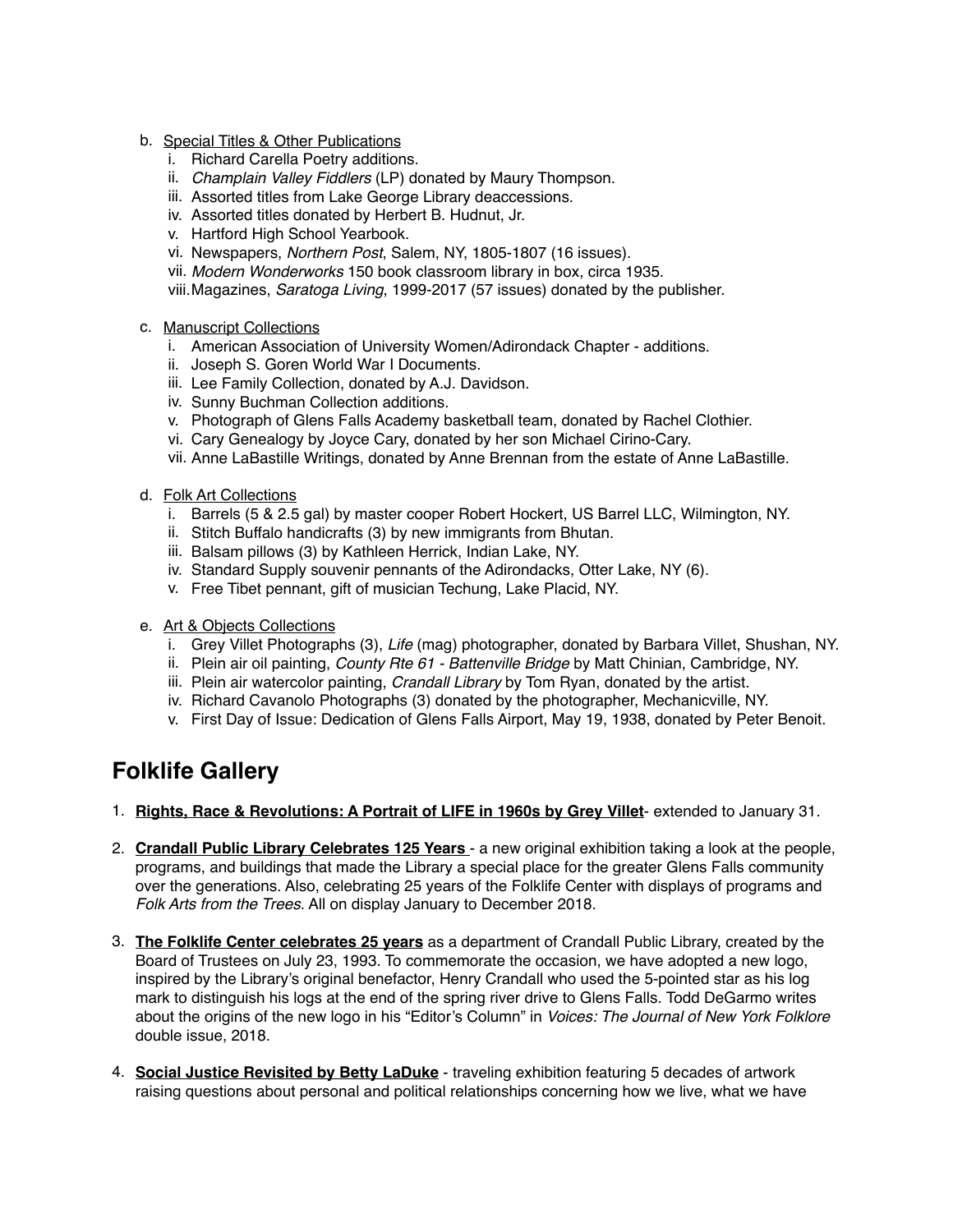b. <u>Special Titles & Other Publications</u>
    i. Richard Carella Poetry additions.
    ii. *Champlain Valley Fiddlers* (LP) donated by Maury Thompson.
    iii. Assorted titles from Lake George Library deaccessions.
    iv. Assorted titles donated by Herbert B. Hudnut, Jr.
    v. Hartford High School Yearbook.
    vi. Newspapers, *Northern Post*, Salem, NY, 1805-1807 (16 issues).
    vii. *Modern Wonderworks* 150 book classroom library in box, circa 1935.
    viii. Magazines, *Saratoga Living*, 1999-2017 (57 issues) donated by the publisher.

c. <u>Manuscript Collections</u>
    i. American Association of University Women/Adirondack Chapter - additions.
    ii. Joseph S. Goren World War I Documents.
    iii. Lee Family Collection, donated by A.J. Davidson.
    iv. Sunny Buchman Collection additions.
    v. Photograph of Glens Falls Academy basketball team, donated by Rachel Clothier.
    vi. Cary Genealogy by Joyce Cary, donated by her son Michael Cirino-Cary.
    vii. Anne LaBastille Writings, donated by Anne Brennan from the estate of Anne LaBastille.

d. <u>Folk Art Collections</u>
    i. Barrels (5 & 2.5 gal) by master cooper Robert Hockert, US Barrel LLC, Wilmington, NY.
    ii. Stitch Buffalo handicrafts (3) by new immigrants from Bhutan.
    iii. Balsam pillows (3) by Kathleen Herrick, Indian Lake, NY.
    iv. Standard Supply souvenir pennants of the Adirondacks, Otter Lake, NY (6).
    v. Free Tibet pennant, gift of musician Techung, Lake Placid, NY.

e. <u>Art & Objects Collections</u>
    i. Grey Villet Photographs (3), *Life* (mag) photographer, donated by Barbara Villet, Shushan, NY.
    ii. Plein air oil painting, *County Rte 61 - Battenville Bridge* by Matt Chinian, Cambridge, NY.
    iii. Plein air watercolor painting, *Crandall Library* by Tom Ryan, donated by the artist.
    iv. Richard Cavanolo Photographs (3) donated by the photographer, Mechanicville, NY.
    v. First Day of Issue: Dedication of Glens Falls Airport, May 19, 1938, donated by Peter Benoit.

## Folklife Gallery

1. **<u>Rights, Race & Revolutions: A Portrait of LIFE in 1960s by Grey Villet</u>**- extended to January 31.

2. **<u>Crandall Public Library Celebrates 125 Years</u>** - a new original exhibition taking a look at the people, programs, and buildings that made the Library a special place for the greater Glens Falls community over the generations. Also, celebrating 25 years of the Folklife Center with displays of programs and *Folk Arts from the Trees*. All on display January to December 2018.

3. **<u>The Folklife Center celebrates 25 years</u>** as a department of Crandall Public Library, created by the Board of Trustees on July 23, 1993. To commemorate the occasion, we have adopted a new logo, inspired by the Library's original benefactor, Henry Crandall who used the 5-pointed star as his log mark to distinguish his logs at the end of the spring river drive to Glens Falls. Todd DeGarmo writes about the origins of the new logo in his "Editor's Column" in *Voices: The Journal of New York Folklore* double issue, 2018.

4. **<u>Social Justice Revisited by Betty LaDuke</u>** - traveling exhibition featuring 5 decades of artwork raising questions about personal and political relationships concerning how we live, what we have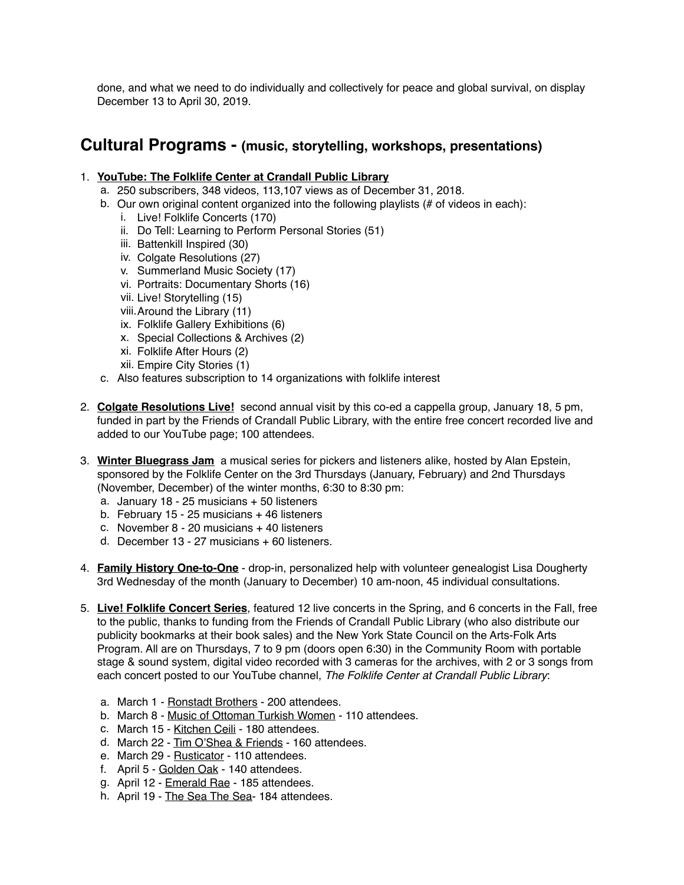done, and what we need to do individually and collectively for peace and global survival, on display December 13 to April 30, 2019.

## Cultural Programs - (music, storytelling, workshops, presentations)

1. **YouTube: The Folklife Center at Crandall Public Library**
   a. 250 subscribers, 348 videos, 113,107 views as of December 31, 2018.
   b. Our own original content organized into the following playlists (# of videos in each):
      i. Live! Folklife Concerts (170)
      ii. Do Tell: Learning to Perform Personal Stories (51)
      iii. Battenkill Inspired (30)
      iv. Colgate Resolutions (27)
      v. Summerland Music Society (17)
      vi. Portraits: Documentary Shorts (16)
      vii. Live! Storytelling (15)
      viii. Around the Library (11)
      ix. Folklife Gallery Exhibitions (6)
      x. Special Collections & Archives (2)
      xi. Folklife After Hours (2)
      xii. Empire City Stories (1)
   c. Also features subscription to 14 organizations with folklife interest

2. **Colgate Resolutions Live!** second annual visit by this co-ed a cappella group, January 18, 5 pm, funded in part by the Friends of Crandall Public Library, with the entire free concert recorded live and added to our YouTube page; 100 attendees.

3. **Winter Bluegrass Jam** a musical series for pickers and listeners alike, hosted by Alan Epstein, sponsored by the Folklife Center on the 3rd Thursdays (January, February) and 2nd Thursdays (November, December) of the winter months, 6:30 to 8:30 pm:
   a. January 18 - 25 musicians + 50 listeners
   b. February 15 - 25 musicians + 46 listeners
   c. November 8 - 20 musicians + 40 listeners
   d. December 13 - 27 musicians + 60 listeners.

4. **Family History One-to-One** - drop-in, personalized help with volunteer genealogist Lisa Dougherty 3rd Wednesday of the month (January to December) 10 am-noon, 45 individual consultations.

5. **Live! Folklife Concert Series**, featured 12 live concerts in the Spring, and 6 concerts in the Fall, free to the public, thanks to funding from the Friends of Crandall Public Library (who also distribute our publicity bookmarks at their book sales) and the New York State Council on the Arts-Folk Arts Program. All are on Thursdays, 7 to 9 pm (doors open 6:30) in the Community Room with portable stage & sound system, digital video recorded with 3 cameras for the archives, with 2 or 3 songs from each concert posted to our YouTube channel, *The Folklife Center at Crandall Public Library*:

   a. March 1 - Ronstadt Brothers - 200 attendees.
   b. March 8 - Music of Ottoman Turkish Women - 110 attendees.
   c. March 15 - Kitchen Ceili - 180 attendees.
   d. March 22 - Tim O'Shea & Friends - 160 attendees.
   e. March 29 - Rusticator - 110 attendees.
   f. April 5 - Golden Oak - 140 attendees.
   g. April 12 - Emerald Rae - 185 attendees.
   h. April 19 - The Sea The Sea- 184 attendees.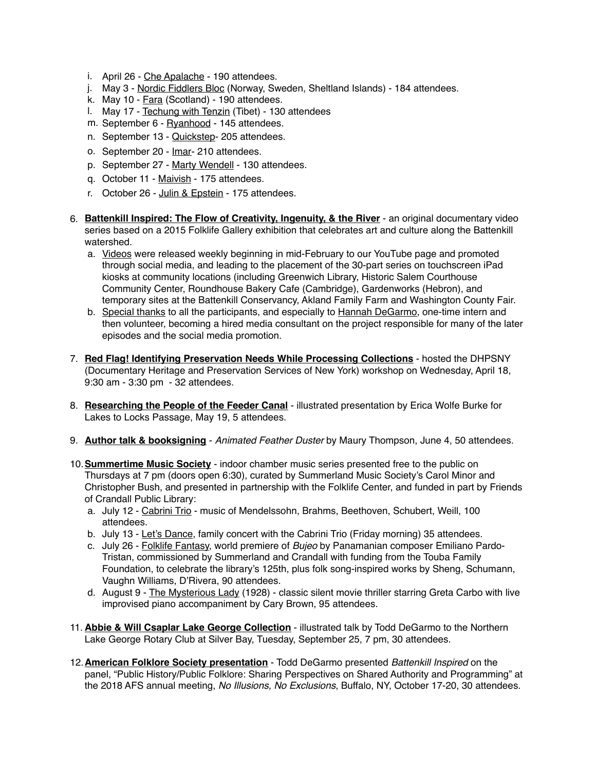i. April 26 - Che Apalache - 190 attendees.
j. May 3 - Nordic Fiddlers Bloc (Norway, Sweden, Sheltland Islands) - 184 attendees.
k. May 10 - Fara (Scotland) - 190 attendees.
l. May 17 - Techung with Tenzin (Tibet) - 130 attendees
m. September 6 - Ryanhood - 145 attendees.
n. September 13 - Quickstep- 205 attendees.
o. September 20 - Imar- 210 attendees.
p. September 27 - Marty Wendell - 130 attendees.
q. October 11 - Maivish - 175 attendees.
r. October 26 - Julin & Epstein - 175 attendees.

6. **Battenkill Inspired: The Flow of Creativity, Ingenuity, & the River** - an original documentary video series based on a 2015 Folklife Gallery exhibition that celebrates art and culture along the Battenkill watershed.
   a. Videos were released weekly beginning in mid-February to our YouTube page and promoted through social media, and leading to the placement of the 30-part series on touchscreen iPad kiosks at community locations (including Greenwich Library, Historic Salem Courthouse Community Center, Roundhouse Bakery Cafe (Cambridge), Gardenworks (Hebron), and temporary sites at the Battenkill Conservancy, Akland Family Farm and Washington County Fair.
   b. Special thanks to all the participants, and especially to Hannah DeGarmo, one-time intern and then volunteer, becoming a hired media consultant on the project responsible for many of the later episodes and the social media promotion.

7. **Red Flag! Identifying Preservation Needs While Processing Collections** - hosted the DHPSNY (Documentary Heritage and Preservation Services of New York) workshop on Wednesday, April 18, 9:30 am - 3:30 pm - 32 attendees.

8. **Researching the People of the Feeder Canal** - illustrated presentation by Erica Wolfe Burke for Lakes to Locks Passage, May 19, 5 attendees.

9. **Author talk & booksigning** - *Animated Feather Duster* by Maury Thompson, June 4, 50 attendees.

10. **Summertime Music Society** - indoor chamber music series presented free to the public on Thursdays at 7 pm (doors open 6:30), curated by Summerland Music Society's Carol Minor and Christopher Bush, and presented in partnership with the Folklife Center, and funded in part by Friends of Crandall Public Library:
    a. July 12 - Cabrini Trio - music of Mendelssohn, Brahms, Beethoven, Schubert, Weill, 100 attendees.
    b. July 13 - Let's Dance, family concert with the Cabrini Trio (Friday morning) 35 attendees.
    c. July 26 - Folklife Fantasy, world premiere of *Bujeo* by Panamanian composer Emiliano Pardo-Tristan, commissioned by Summerland and Crandall with funding from the Touba Family Foundation, to celebrate the library's 125th, plus folk song-inspired works by Sheng, Schumann, Vaughn Williams, D'Rivera, 90 attendees.
    d. August 9 - The Mysterious Lady (1928) - classic silent movie thriller starring Greta Carbo with live improvised piano accompaniment by Cary Brown, 95 attendees.

11. **Abbie & Will Csaplar Lake George Collection** - illustrated talk by Todd DeGarmo to the Northern Lake George Rotary Club at Silver Bay, Tuesday, September 25, 7 pm, 30 attendees.

12. **American Folklore Society presentation** - Todd DeGarmo presented *Battenkill Inspired* on the panel, "Public History/Public Folklore: Sharing Perspectives on Shared Authority and Programming" at the 2018 AFS annual meeting, *No Illusions, No Exclusions*, Buffalo, NY, October 17-20, 30 attendees.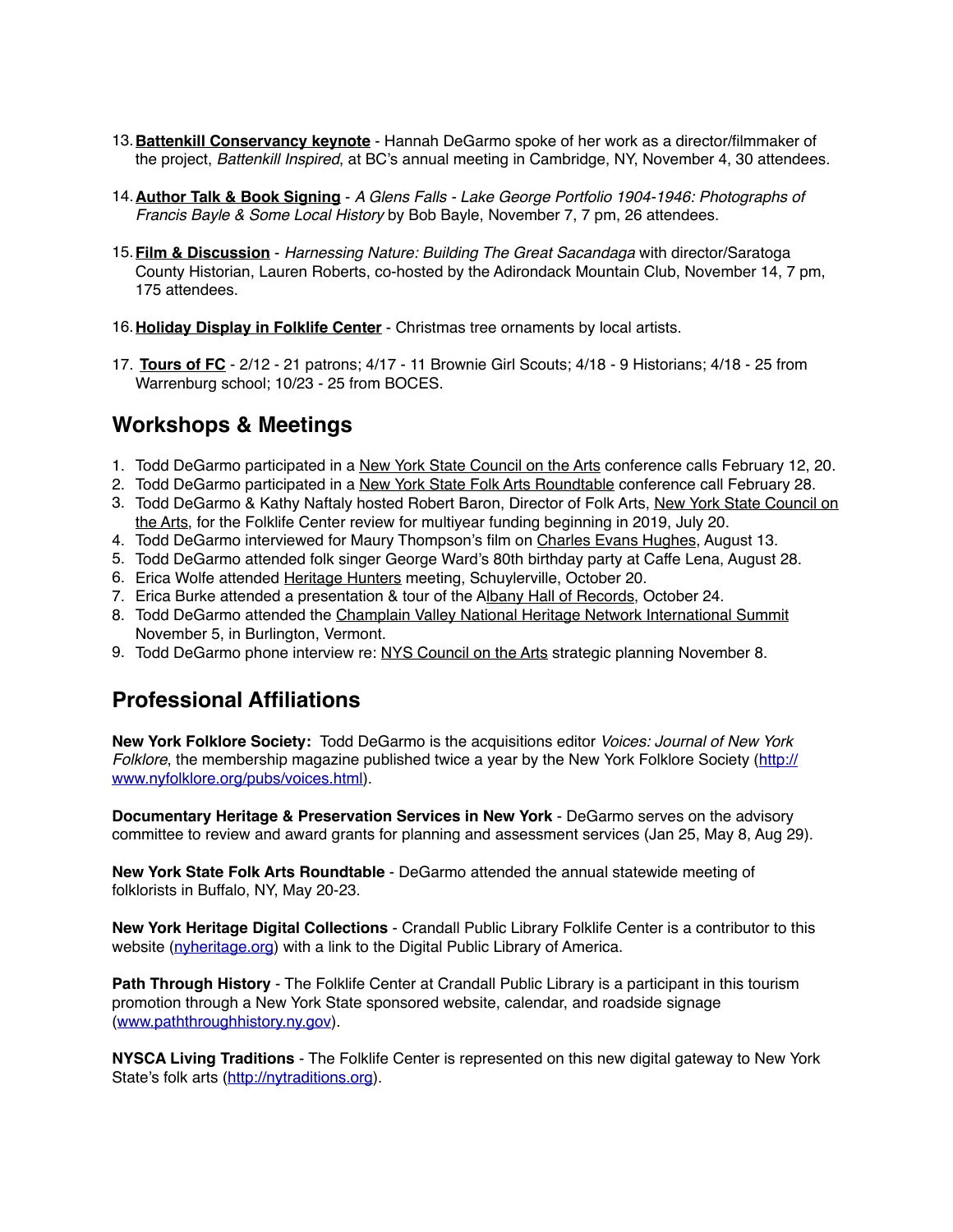13. **Battenkill Conservancy keynote** - Hannah DeGarmo spoke of her work as a director/filmmaker of the project, *Battenkill Inspired*, at BC's annual meeting in Cambridge, NY, November 4, 30 attendees.

14. **Author Talk & Book Signing** - *A Glens Falls - Lake George Portfolio 1904-1946: Photographs of Francis Bayle & Some Local History* by Bob Bayle, November 7, 7 pm, 26 attendees.

15. **Film & Discussion** - *Harnessing Nature: Building The Great Sacandaga* with director/Saratoga County Historian, Lauren Roberts, co-hosted by the Adirondack Mountain Club, November 14, 7 pm, 175 attendees.

16. **Holiday Display in Folklife Center** - Christmas tree ornaments by local artists.

17. **Tours of FC** - 2/12 - 21 patrons; 4/17 - 11 Brownie Girl Scouts; 4/18 - 9 Historians; 4/18 - 25 from Warrenburg school; 10/23 - 25 from BOCES.

## Workshops & Meetings

1. Todd DeGarmo participated in a New York State Council on the Arts conference calls February 12, 20.
2. Todd DeGarmo participated in a New York State Folk Arts Roundtable conference call February 28.
3. Todd DeGarmo & Kathy Naftaly hosted Robert Baron, Director of Folk Arts, New York State Council on the Arts, for the Folklife Center review for multiyear funding beginning in 2019, July 20.
4. Todd DeGarmo interviewed for Maury Thompson's film on Charles Evans Hughes, August 13.
5. Todd DeGarmo attended folk singer George Ward's 80th birthday party at Caffe Lena, August 28.
6. Erica Wolfe attended Heritage Hunters meeting, Schuylerville, October 20.
7. Erica Burke attended a presentation & tour of the Albany Hall of Records, October 24.
8. Todd DeGarmo attended the Champlain Valley National Heritage Network International Summit November 5, in Burlington, Vermont.
9. Todd DeGarmo phone interview re: NYS Council on the Arts strategic planning November 8.

## Professional Affiliations

**New York Folklore Society:** Todd DeGarmo is the acquisitions editor *Voices: Journal of New York Folklore*, the membership magazine published twice a year by the New York Folklore Society (http://www.nyfolklore.org/pubs/voices.html).

**Documentary Heritage & Preservation Services in New York** - DeGarmo serves on the advisory committee to review and award grants for planning and assessment services (Jan 25, May 8, Aug 29).

**New York State Folk Arts Roundtable** - DeGarmo attended the annual statewide meeting of folklorists in Buffalo, NY, May 20-23.

**New York Heritage Digital Collections** - Crandall Public Library Folklife Center is a contributor to this website (nyheritage.org) with a link to the Digital Public Library of America.

**Path Through History** - The Folklife Center at Crandall Public Library is a participant in this tourism promotion through a New York State sponsored website, calendar, and roadside signage (www.paththroughhistory.ny.gov).

**NYSCA Living Traditions** - The Folklife Center is represented on this new digital gateway to New York State's folk arts (http://nytraditions.org).